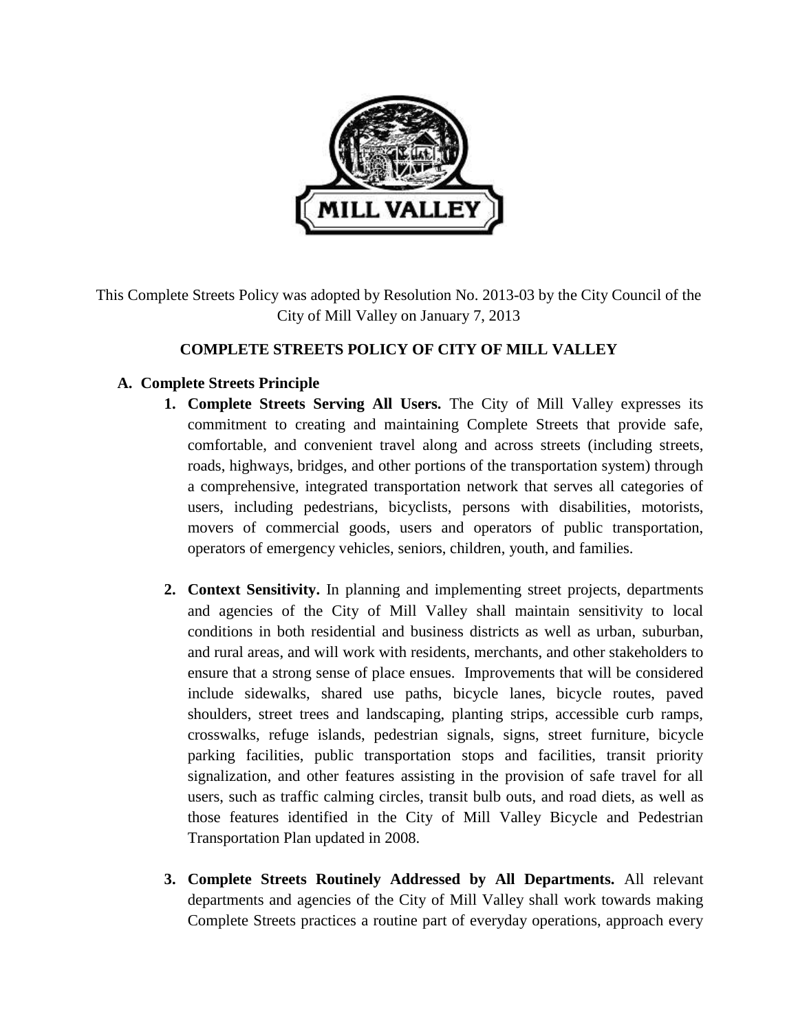This Complete Streets Policy was adopted by Resolution No. 2013-03 by the City Council of the City of Mill Valley on January 7, 2013

## COMPLETE STREETS POLICY OF CITY OF MILL VALLEY

### A. Complete Streets Principle

1. **Complete Streets Serving All Users.** The City of Mill Valley expresses its commitment to creating and maintaining Complete Streets that provide safe, comfortable, and convenient travel along and across streets (including streets, roads, highways, bridges, and other portions of the transportation system) through a comprehensive, integrated transportation network that serves all categories of users, including pedestrians, bicyclists, persons with disabilities, motorists, movers of commercial goods, users and operators of public transportation, operators of emergency vehicles, seniors, children, youth, and families.

2. **Context Sensitivity.** In planning and implementing street projects, departments and agencies of the City of Mill Valley shall maintain sensitivity to local conditions in both residential and business districts as well as urban, suburban, and rural areas, and will work with residents, merchants, and other stakeholders to ensure that a strong sense of place ensues. Improvements that will be considered include sidewalks, shared use paths, bicycle lanes, bicycle routes, paved shoulders, street trees and landscaping, planting strips, accessible curb ramps, crosswalks, refuge islands, pedestrian signals, signs, street furniture, bicycle parking facilities, public transportation stops and facilities, transit priority signalization, and other features assisting in the provision of safe travel for all users, such as traffic calming circles, transit bulb outs, and road diets, as well as those features identified in the City of Mill Valley Bicycle and Pedestrian Transportation Plan updated in 2008.

3. **Complete Streets Routinely Addressed by All Departments.** All relevant departments and agencies of the City of Mill Valley shall work towards making Complete Streets practices a routine part of everyday operations, approach every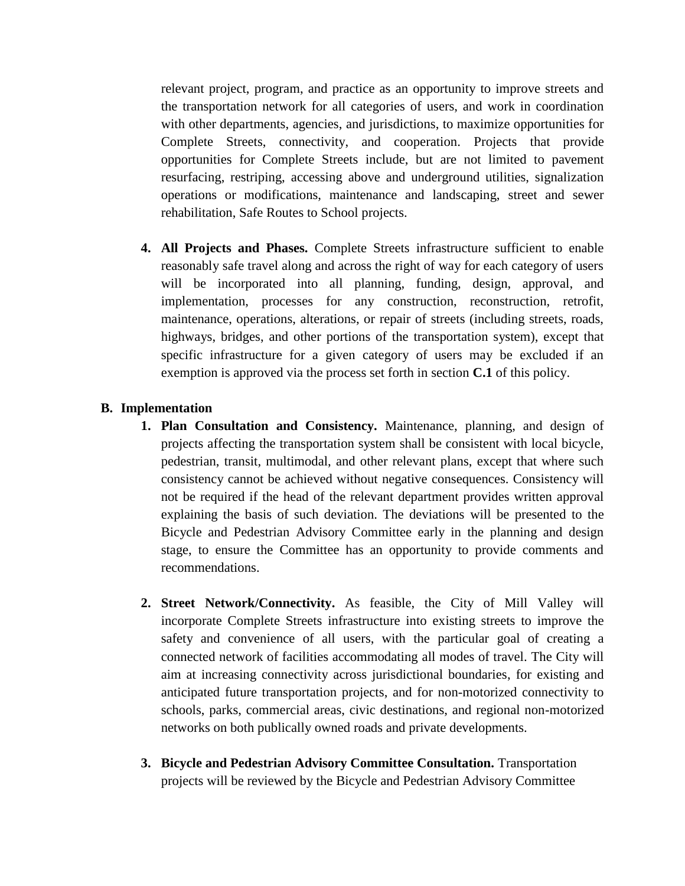relevant project, program, and practice as an opportunity to improve streets and the transportation network for all categories of users, and work in coordination with other departments, agencies, and jurisdictions, to maximize opportunities for Complete Streets, connectivity, and cooperation. Projects that provide opportunities for Complete Streets include, but are not limited to pavement resurfacing, restriping, accessing above and underground utilities, signalization operations or modifications, maintenance and landscaping, street and sewer rehabilitation, Safe Routes to School projects.

4. **All Projects and Phases.** Complete Streets infrastructure sufficient to enable reasonably safe travel along and across the right of way for each category of users will be incorporated into all planning, funding, design, approval, and implementation, processes for any construction, reconstruction, retrofit, maintenance, operations, alterations, or repair of streets (including streets, roads, highways, bridges, and other portions of the transportation system), except that specific infrastructure for a given category of users may be excluded if an exemption is approved via the process set forth in section **C.1** of this policy.

**B. Implementation**

1. **Plan Consultation and Consistency.** Maintenance, planning, and design of projects affecting the transportation system shall be consistent with local bicycle, pedestrian, transit, multimodal, and other relevant plans, except that where such consistency cannot be achieved without negative consequences. Consistency will not be required if the head of the relevant department provides written approval explaining the basis of such deviation. The deviations will be presented to the Bicycle and Pedestrian Advisory Committee early in the planning and design stage, to ensure the Committee has an opportunity to provide comments and recommendations.

2. **Street Network/Connectivity.** As feasible, the City of Mill Valley will incorporate Complete Streets infrastructure into existing streets to improve the safety and convenience of all users, with the particular goal of creating a connected network of facilities accommodating all modes of travel. The City will aim at increasing connectivity across jurisdictional boundaries, for existing and anticipated future transportation projects, and for non-motorized connectivity to schools, parks, commercial areas, civic destinations, and regional non-motorized networks on both publically owned roads and private developments.

3. **Bicycle and Pedestrian Advisory Committee Consultation.** Transportation projects will be reviewed by the Bicycle and Pedestrian Advisory Committee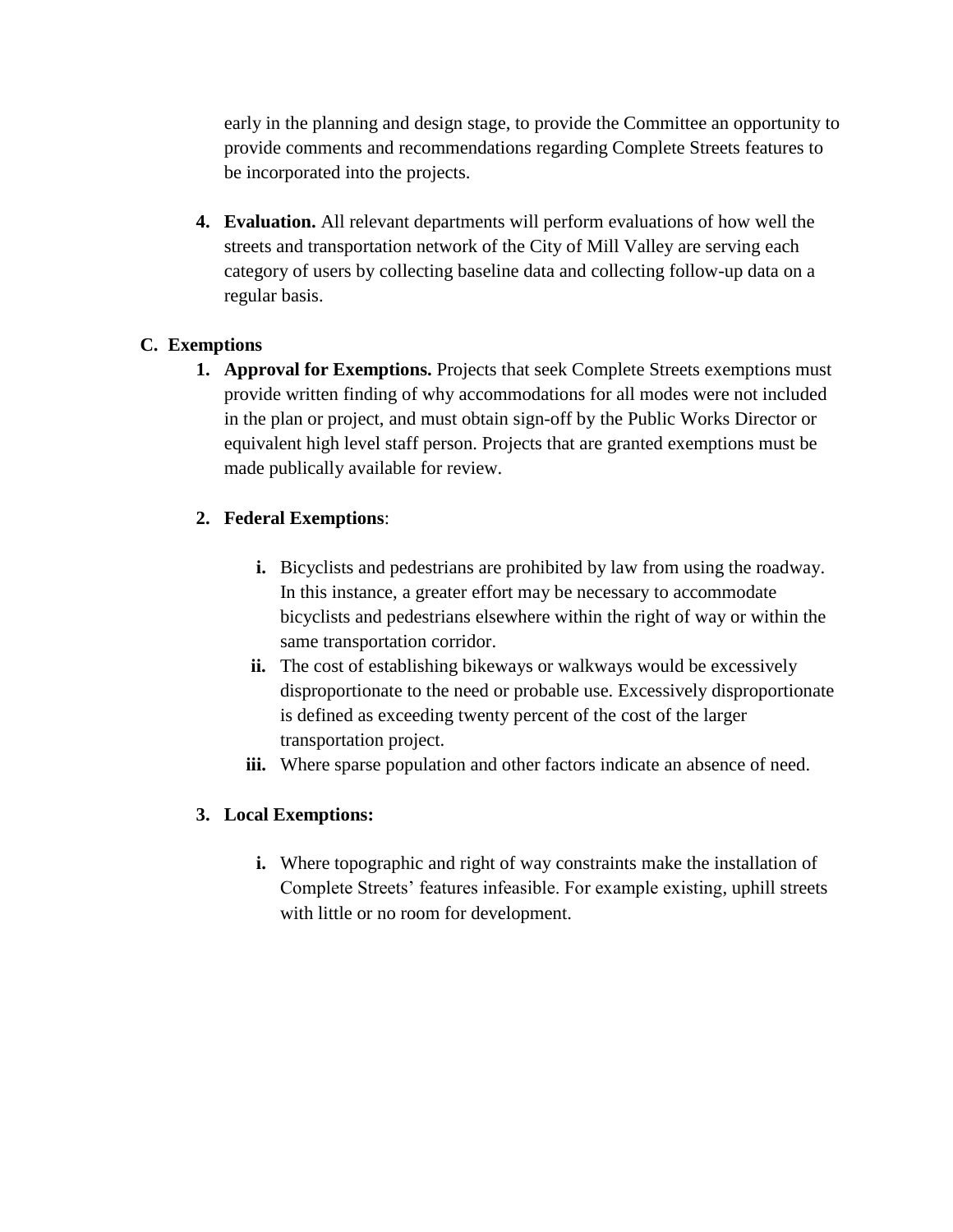early in the planning and design stage, to provide the Committee an opportunity to provide comments and recommendations regarding Complete Streets features to be incorporated into the projects.

4. **Evaluation.** All relevant departments will perform evaluations of how well the streets and transportation network of the City of Mill Valley are serving each category of users by collecting baseline data and collecting follow-up data on a regular basis.

**C. Exemptions**

1. **Approval for Exemptions.** Projects that seek Complete Streets exemptions must provide written finding of why accommodations for all modes were not included in the plan or project, and must obtain sign-off by the Public Works Director or equivalent high level staff person. Projects that are granted exemptions must be made publically available for review.

2. **Federal Exemptions**:

   i. Bicyclists and pedestrians are prohibited by law from using the roadway. In this instance, a greater effort may be necessary to accommodate bicyclists and pedestrians elsewhere within the right of way or within the same transportation corridor.

   ii. The cost of establishing bikeways or walkways would be excessively disproportionate to the need or probable use. Excessively disproportionate is defined as exceeding twenty percent of the cost of the larger transportation project.

   iii. Where sparse population and other factors indicate an absence of need.

3. **Local Exemptions:**

   i. Where topographic and right of way constraints make the installation of Complete Streets' features infeasible. For example existing, uphill streets with little or no room for development.